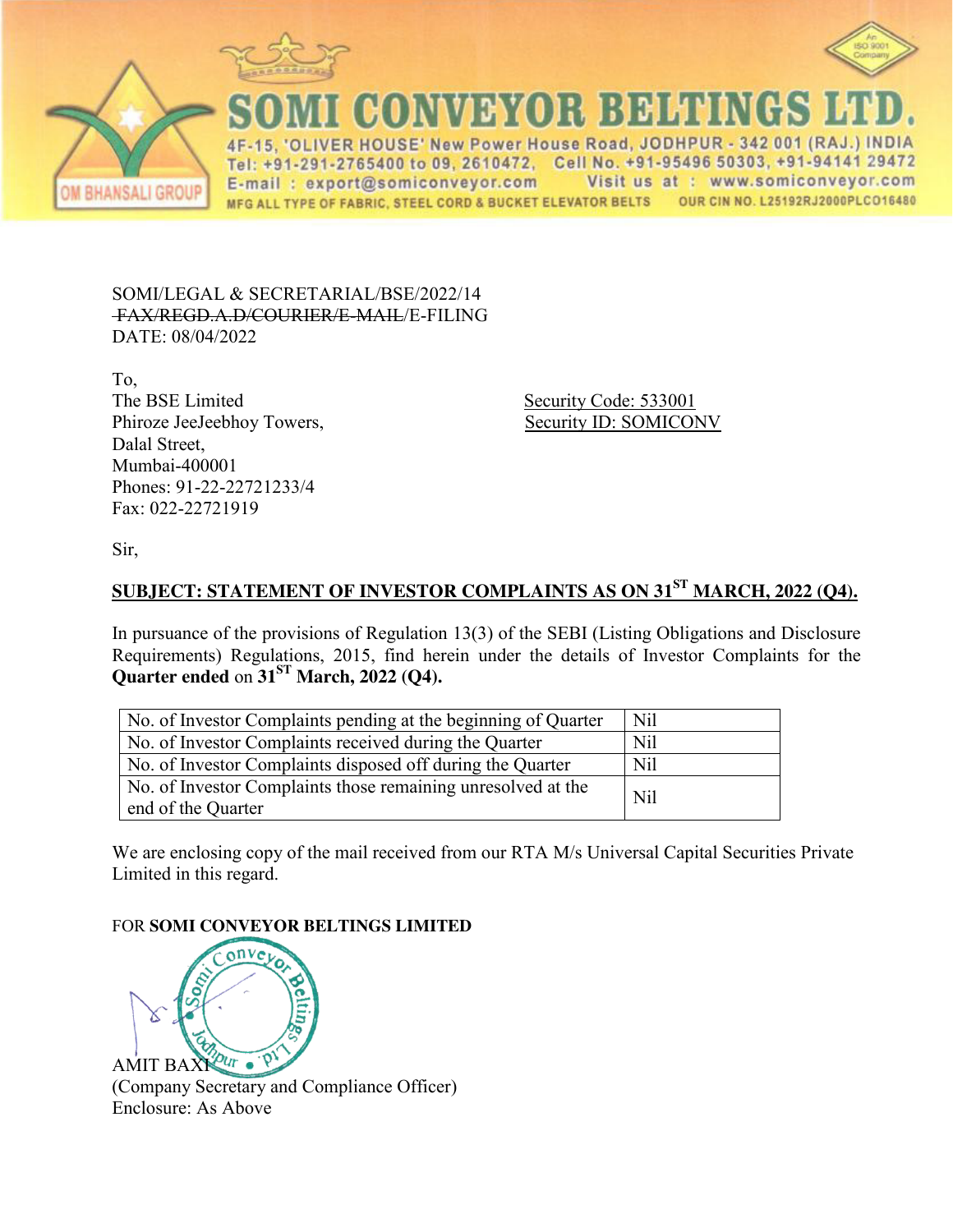# SOMI CONVEYOR BELTINGS LTD.

OM BHANSALI GROUP

4F-15, 'OLIVER HOUSE' New Power House Road, JODHPUR - 342 001 (RAJ.) INDIA
Tel: +91-291-2765400 to 09, 2610472, Cell No. +91-95496 50303, +91-94141 29472
E-mail : export@somiconveyor.com Visit us at : www.somiconveyor.com
MFG ALL TYPE OF FABRIC, STEEL CORD & BUCKET ELEVATOR BELTS OUR CIN NO. L25192RJ2000PLCO16480

SOMI/LEGAL & SECRETARIAL/BSE/2022/14
~~FAX/REGD.A.D/COURIER/E-MAIL~~/E-FILING
DATE: 08/04/2022

To,
The BSE Limited
Phiroze JeeJeebhoy Towers,
Dalal Street,
Mumbai-400001
Phones: 91-22-22721233/4
Fax: 022-22721919

Security Code: 533001
Security ID: SOMICONV

Sir,

**SUBJECT: STATEMENT OF INVESTOR COMPLAINTS AS ON 31ST MARCH, 2022 (Q4).**

In pursuance of the provisions of Regulation 13(3) of the SEBI (Listing Obligations and Disclosure Requirements) Regulations, 2015, find herein under the details of Investor Complaints for the **Quarter ended** on **31ST March, 2022 (Q4).**

| | |
|---|---|
| No. of Investor Complaints pending at the beginning of Quarter | Nil |
| No. of Investor Complaints received during the Quarter | Nil |
| No. of Investor Complaints disposed off during the Quarter | Nil |
| No. of Investor Complaints those remaining unresolved at the end of the Quarter | Nil |

We are enclosing copy of the mail received from our RTA M/s Universal Capital Securities Private Limited in this regard.

FOR **SOMI CONVEYOR BELTINGS LIMITED**

AMIT BAXI
(Company Secretary and Compliance Officer)
Enclosure: As Above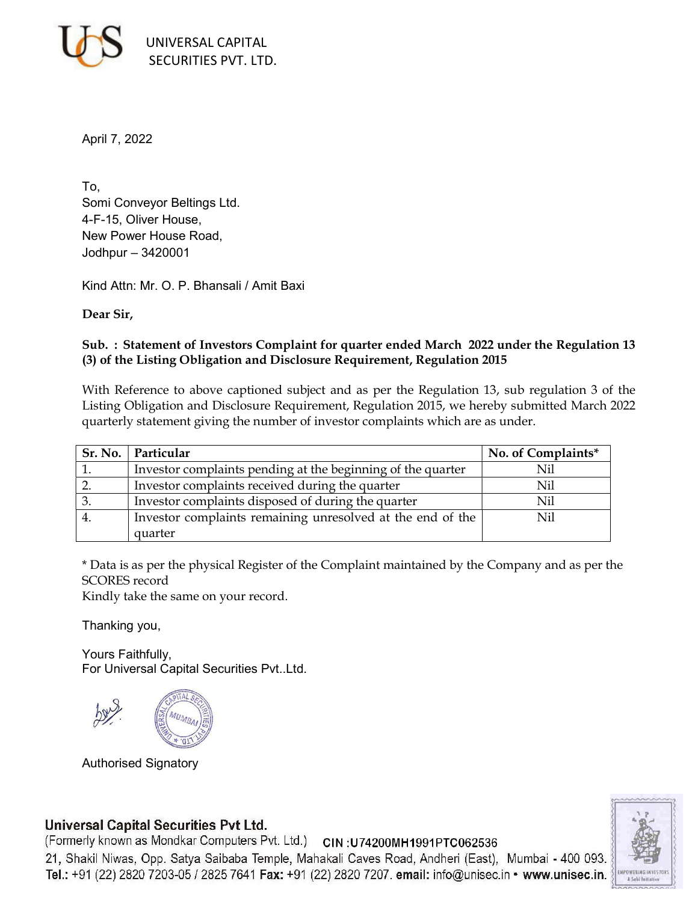UNIVERSAL CAPITAL SECURITIES PVT. LTD.

April 7, 2022

To,
Somi Conveyor Beltings Ltd.
4-F-15, Oliver House,
New Power House Road,
Jodhpur – 3420001

Kind Attn: Mr. O. P. Bhansali / Amit Baxi

**Dear Sir,**

**Sub. : Statement of Investors Complaint for quarter ended March 2022 under the Regulation 13 (3) of the Listing Obligation and Disclosure Requirement, Regulation 2015**

With Reference to above captioned subject and as per the Regulation 13, sub regulation 3 of the Listing Obligation and Disclosure Requirement, Regulation 2015, we hereby submitted March 2022 quarterly statement giving the number of investor complaints which are as under.

| Sr. No. | Particular | No. of Complaints* |
|---|---|---|
| 1. | Investor complaints pending at the beginning of the quarter | Nil |
| 2. | Investor complaints received during the quarter | Nil |
| 3. | Investor complaints disposed of during the quarter | Nil |
| 4. | Investor complaints remaining unresolved at the end of the quarter | Nil |

* Data is as per the physical Register of the Complaint maintained by the Company and as per the SCORES record

Kindly take the same on your record.

Thanking you,

Yours Faithfully,
For Universal Capital Securities Pvt..Ltd.

Authorised Signatory

**Universal Capital Securities Pvt Ltd.**
(Formerly known as Mondkar Computers Pvt. Ltd.) CIN :U74200MH1991PTC062536
21, Shakil Niwas, Opp. Satya Saibaba Temple, Mahakali Caves Road, Andheri (East), Mumbai - 400 093.
**Tel.:** +91 (22) 2820 7203-05 / 2825 7641 **Fax:** +91 (22) 2820 7207. **email:** info@unisec.in • **www.unisec.in.**